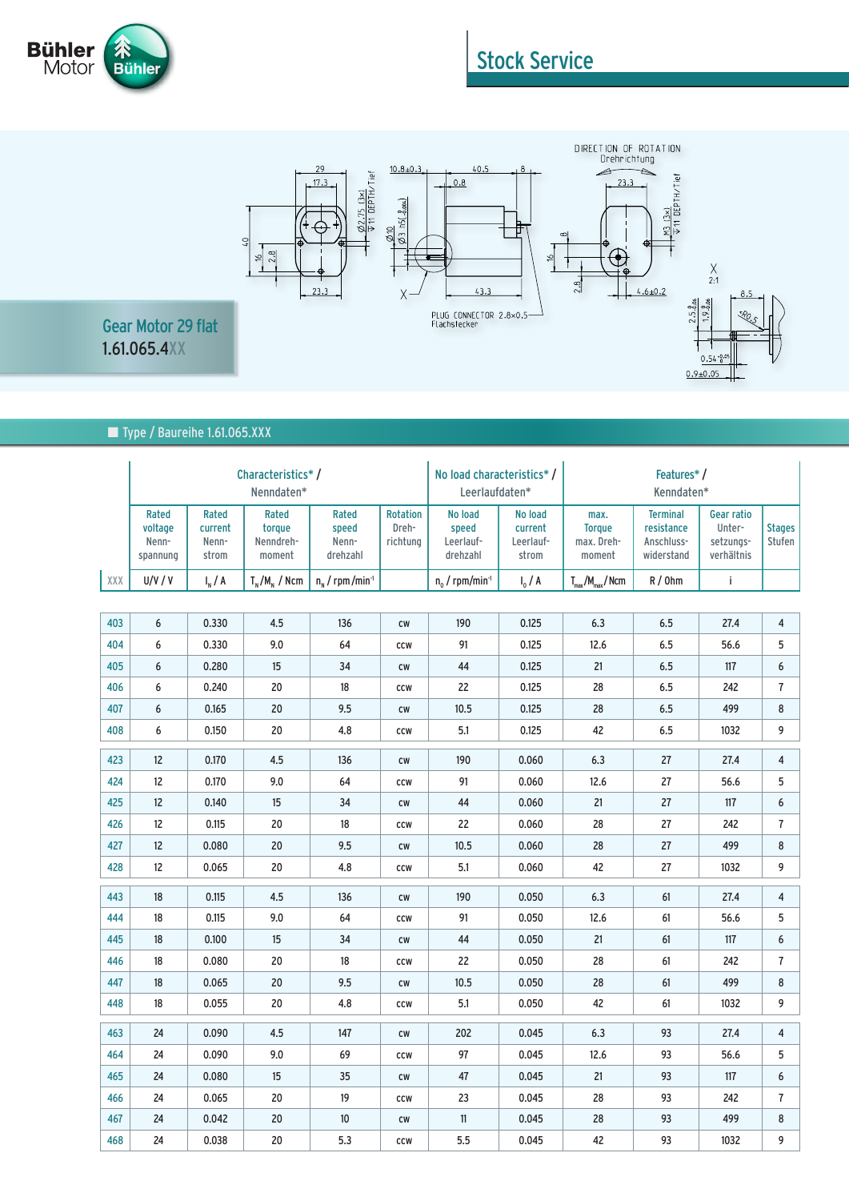Bühler Motor

## Stock Service

# Gear Motor 29 flat
1.61.065.4XX

DIRECTION OF ROTATION
Drehrichtung

PLUG CONNECTOR 2.8×0.5
Flachstecker

## Type / Baureihe 1.61.065.XXX

| | Characteristics* / Nenndaten* | | | | | No load characteristics* / Leerlaufdaten* | | Features* / Kenndaten* | | | |
|---|---|---|---|---|---|---|---|---|---|---|---|
| | Rated voltage Nenn-spannung | Rated current Nenn-strom | Rated torque Nenndreh-moment | Rated speed Nenn-drehzahl | Rotation Dreh-richtung | No load speed Leerlauf-drehzahl | No load current Leerlauf-strom | max. Torque max. Dreh-moment | Terminal resistance Anschluss-widerstand | Gear ratio Unter-setzungs-verhältnis | Stages Stufen |
| XXX | U/V / V | $I_N$ / A | $T_N/M_N$ / Ncm | $n_N$ / rpm/min$^{-1}$ | | $n_0$ / rpm/min$^{-1}$ | $I_0$ / A | $T_{max}/M_{max}$/Ncm | R / Ohm | i | |
| 403 | 6 | 0.330 | 4.5 | 136 | cw | 190 | 0.125 | 6.3 | 6.5 | 27.4 | 4 |
| 404 | 6 | 0.330 | 9.0 | 64 | ccw | 91 | 0.125 | 12.6 | 6.5 | 56.6 | 5 |
| 405 | 6 | 0.280 | 15 | 34 | cw | 44 | 0.125 | 21 | 6.5 | 117 | 6 |
| 406 | 6 | 0.240 | 20 | 18 | ccw | 22 | 0.125 | 28 | 6.5 | 242 | 7 |
| 407 | 6 | 0.165 | 20 | 9.5 | cw | 10.5 | 0.125 | 28 | 6.5 | 499 | 8 |
| 408 | 6 | 0.150 | 20 | 4.8 | ccw | 5.1 | 0.125 | 42 | 6.5 | 1032 | 9 |
| 423 | 12 | 0.170 | 4.5 | 136 | cw | 190 | 0.060 | 6.3 | 27 | 27.4 | 4 |
| 424 | 12 | 0.170 | 9.0 | 64 | ccw | 91 | 0.060 | 12.6 | 27 | 56.6 | 5 |
| 425 | 12 | 0.140 | 15 | 34 | cw | 44 | 0.060 | 21 | 27 | 117 | 6 |
| 426 | 12 | 0.115 | 20 | 18 | ccw | 22 | 0.060 | 28 | 27 | 242 | 7 |
| 427 | 12 | 0.080 | 20 | 9.5 | cw | 10.5 | 0.060 | 28 | 27 | 499 | 8 |
| 428 | 12 | 0.065 | 20 | 4.8 | ccw | 5.1 | 0.060 | 42 | 27 | 1032 | 9 |
| 443 | 18 | 0.115 | 4.5 | 136 | cw | 190 | 0.050 | 6.3 | 61 | 27.4 | 4 |
| 444 | 18 | 0.115 | 9.0 | 64 | ccw | 91 | 0.050 | 12.6 | 61 | 56.6 | 5 |
| 445 | 18 | 0.100 | 15 | 34 | cw | 44 | 0.050 | 21 | 61 | 117 | 6 |
| 446 | 18 | 0.080 | 20 | 18 | ccw | 22 | 0.050 | 28 | 61 | 242 | 7 |
| 447 | 18 | 0.065 | 20 | 9.5 | cw | 10.5 | 0.050 | 28 | 61 | 499 | 8 |
| 448 | 18 | 0.055 | 20 | 4.8 | ccw | 5.1 | 0.050 | 42 | 61 | 1032 | 9 |
| 463 | 24 | 0.090 | 4.5 | 147 | cw | 202 | 0.045 | 6.3 | 93 | 27.4 | 4 |
| 464 | 24 | 0.090 | 9.0 | 69 | ccw | 97 | 0.045 | 12.6 | 93 | 56.6 | 5 |
| 465 | 24 | 0.080 | 15 | 35 | cw | 47 | 0.045 | 21 | 93 | 117 | 6 |
| 466 | 24 | 0.065 | 20 | 19 | ccw | 23 | 0.045 | 28 | 93 | 242 | 7 |
| 467 | 24 | 0.042 | 20 | 10 | cw | 11 | 0.045 | 28 | 93 | 499 | 8 |
| 468 | 24 | 0.038 | 20 | 5.3 | ccw | 5.5 | 0.045 | 42 | 93 | 1032 | 9 |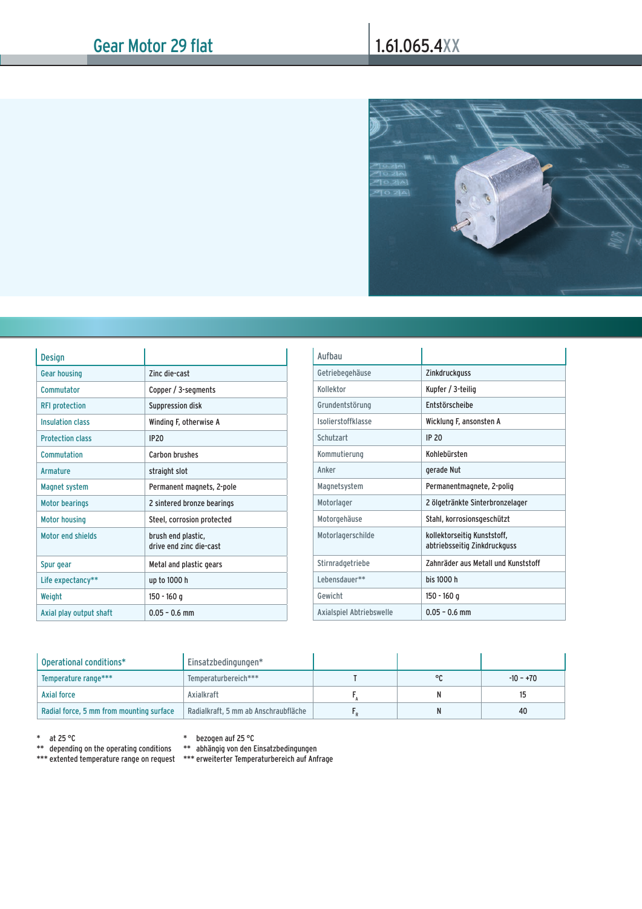# Gear Motor 29 flat

1.61.065.4XX

| Design | |
|---|---|
| Gear housing | Zinc die-cast |
| Commutator | Copper / 3-segments |
| RFI protection | Suppression disk |
| Insulation class | Winding F, otherwise A |
| Protection class | IP20 |
| Commutation | Carbon brushes |
| Armature | straight slot |
| Magnet system | Permanent magnets, 2-pole |
| Motor bearings | 2 sintered bronze bearings |
| Motor housing | Steel, corrosion protected |
| Motor end shields | brush end plastic, drive end zinc die-cast |
| Spur gear | Metal and plastic gears |
| Life expectancy** | up to 1000 h |
| Weight | 150 - 160 g |
| Axial play output shaft | 0.05 – 0.6 mm |

| Aufbau | |
|---|---|
| Getriebegehäuse | Zinkdruckguss |
| Kollektor | Kupfer / 3-teilig |
| Grundentstörung | Entstörscheibe |
| Isolierstoffklasse | Wicklung F, ansonsten A |
| Schutzart | IP 20 |
| Kommutierung | Kohlebürsten |
| Anker | gerade Nut |
| Magnetsystem | Permanentmagnete, 2-polig |
| Motorlager | 2 ölgetränkte Sinterbronzelager |
| Motorgehäuse | Stahl, korrosionsgeschützt |
| Motorlagerschilde | kollektorseitig Kunststoff, abtriebsseitig Zinkdruckguss |
| Stirnradgetriebe | Zahnräder aus Metall und Kunststoff |
| Lebensdauer** | bis 1000 h |
| Gewicht | 150 - 160 g |
| Axialspiel Abtriebswelle | 0.05 – 0.6 mm |

| Operational conditions* | Einsatzbedingungen* | | | |
|---|---|---|---|---|
| Temperature range*** | Temperaturbereich*** | T | °C | -10 – +70 |
| Axial force | Axialkraft | $F_A$ | N | 15 |
| Radial force, 5 mm from mounting surface | Radialkraft, 5 mm ab Anschraubfläche | $F_R$ | N | 40 |

\* at 25 °C
** depending on the operating conditions
*** extented temperature range on request

\* bezogen auf 25 °C
** abhängig von den Einsatzbedingungen
*** erweiterter Temperaturbereich auf Anfrage